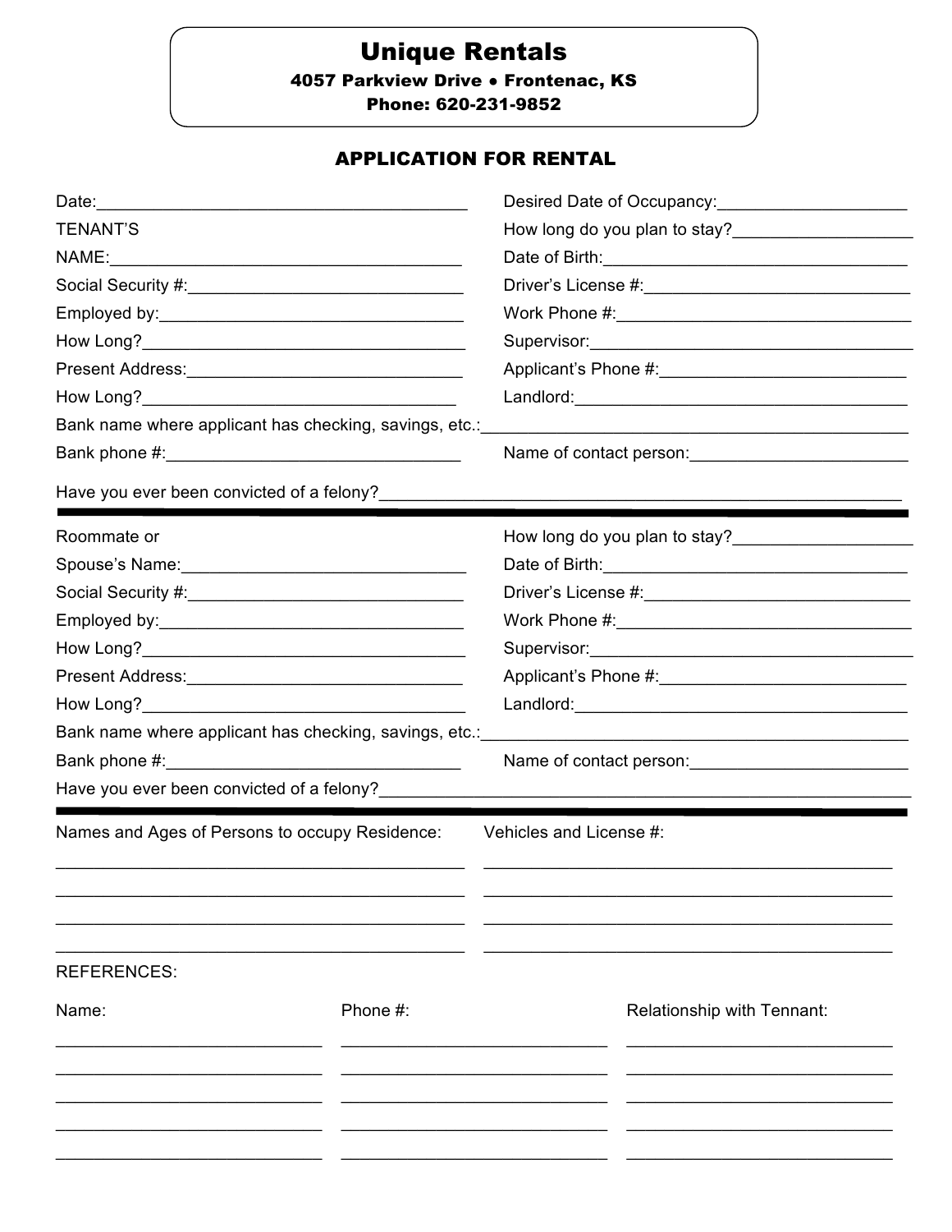# Unique Rentals

**4057 Parkview Drive • Frontenac, KS**

**Phone: 620-231-9852**

## APPLICATION FOR RENTAL

Date:________________________________________ Desired Date of Occupancy:____________________

TENANT'S
NAME:_____________________________________ How long do you plan to stay?___________________

Date of Birth:________________________________

Social Security #:______________________________ Driver's License #:____________________________

Employed by:_________________________________ Work Phone #:________________________________

How Long?___________________________________ Supervisor:___________________________________

Present Address:______________________________ Applicant's Phone #:__________________________

How Long?__________________________________ Landlord:____________________________________

Bank name where applicant has checking, savings, etc.:_____________________________________________

Bank phone #:________________________________ Name of contact person:_______________________

Have you ever been convicted of a felony?_________________________________________________________

---

Roommate or
Spouse's Name:_______________________________ How long do you plan to stay?___________________

Date of Birth:________________________________

Social Security #:______________________________ Driver's License #:____________________________

Employed by:_________________________________ Work Phone #:________________________________

How Long?___________________________________ Supervisor:___________________________________

Present Address:______________________________ Applicant's Phone #:__________________________

How Long?___________________________________ Landlord:____________________________________

Bank name where applicant has checking, savings, etc.:_____________________________________________

Bank phone #:________________________________ Name of contact person:_______________________

Have you ever been convicted of a felony?__________________________________________________________

---

| Names and Ages of Persons to occupy Residence: | Vehicles and License #: |
| --- | --- |
| | |
| | |
| | |
| | |

REFERENCES:

| Name: | Phone #: | Relationship with Tennant: |
| --- | --- | --- |
| | | |
| | | |
| | | |
| | | |
| | | |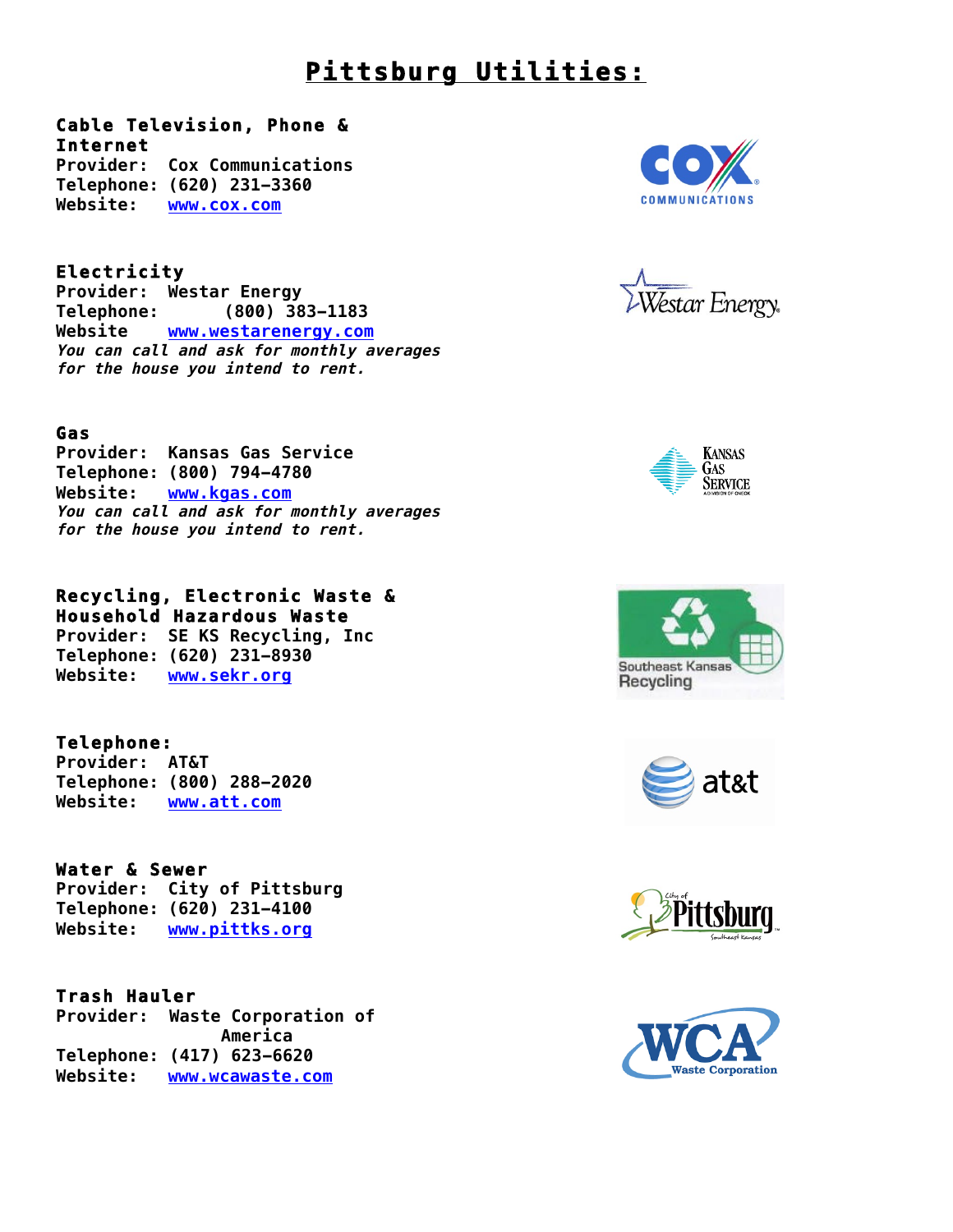# Pittsburg Utilities:

**Cable Television, Phone & Internet**
**Provider:** Cox Communications
**Telephone:** (620) 231-3360
**Website:** www.cox.com

**Electricity**
**Provider:** Westar Energy
**Telephone:** (800) 383-1183
**Website** www.westarenergy.com
*You can call and ask for monthly averages for the house you intend to rent.*

**Gas**
**Provider:** Kansas Gas Service
**Telephone:** (800) 794-4780
**Website:** www.kgas.com
*You can call and ask for monthly averages for the house you intend to rent.*

**Recycling, Electronic Waste & Household Hazardous Waste**
**Provider:** SE KS Recycling, Inc
**Telephone:** (620) 231-8930
**Website:** www.sekr.org

**Telephone:**
**Provider:** AT&T
**Telephone:** (800) 288-2020
**Website:** www.att.com

**Water & Sewer**
**Provider:** City of Pittsburg
**Telephone:** (620) 231-4100
**Website:** www.pittks.org

**Trash Hauler**
**Provider:** Waste Corporation of America
**Telephone:** (417) 623-6620
**Website:** www.wcawaste.com